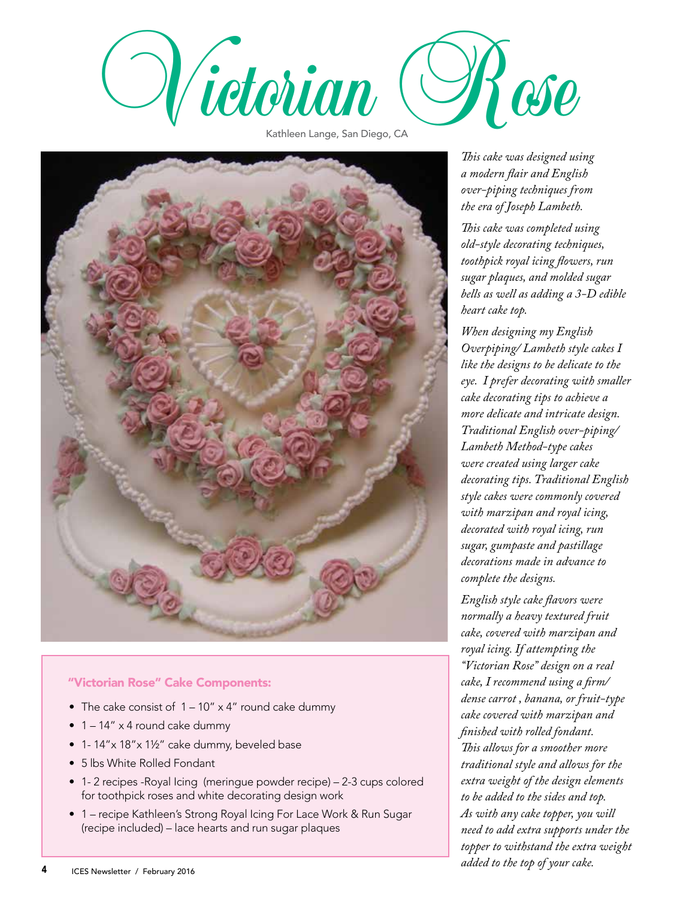# Victorian Rose

Kathleen Lange, San Diego, CA

*This cake was designed using a modern flair and English over-piping techniques from the era of Joseph Lambeth.*

*This cake was completed using old-style decorating techniques, toothpick royal icing flowers, run sugar plaques, and molded sugar bells as well as adding a 3-D edible heart cake top.*

*When designing my English Overpiping/ Lambeth style cakes I like the designs to be delicate to the eye. I prefer decorating with smaller cake decorating tips to achieve a more delicate and intricate design. Traditional English over-piping/ Lambeth Method-type cakes were created using larger cake decorating tips. Traditional English style cakes were commonly covered with marzipan and royal icing, decorated with royal icing, run sugar, gumpaste and pastillage decorations made in advance to complete the designs.*

*English style cake flavors were normally a heavy textured fruit cake, covered with marzipan and royal icing. If attempting the "Victorian Rose" design on a real cake, I recommend using a firm/ dense carrot , banana, or fruit-type cake covered with marzipan and finished with rolled fondant. This allows for a smoother more traditional style and allows for the extra weight of the design elements to be added to the sides and top. As with any cake topper, you will need to add extra supports under the topper to withstand the extra weight added to the top of your cake.*

## "Victorian Rose" Cake Components:

- The cake consist of 1 – 10" x 4" round cake dummy
- 1 – 14" x 4 round cake dummy
- 1- 14"x 18"x 1½" cake dummy, beveled base
- 5 lbs White Rolled Fondant
- 1- 2 recipes -Royal Icing (meringue powder recipe) – 2-3 cups colored for toothpick roses and white decorating design work
- 1 – recipe Kathleen's Strong Royal Icing For Lace Work & Run Sugar (recipe included) – lace hearts and run sugar plaques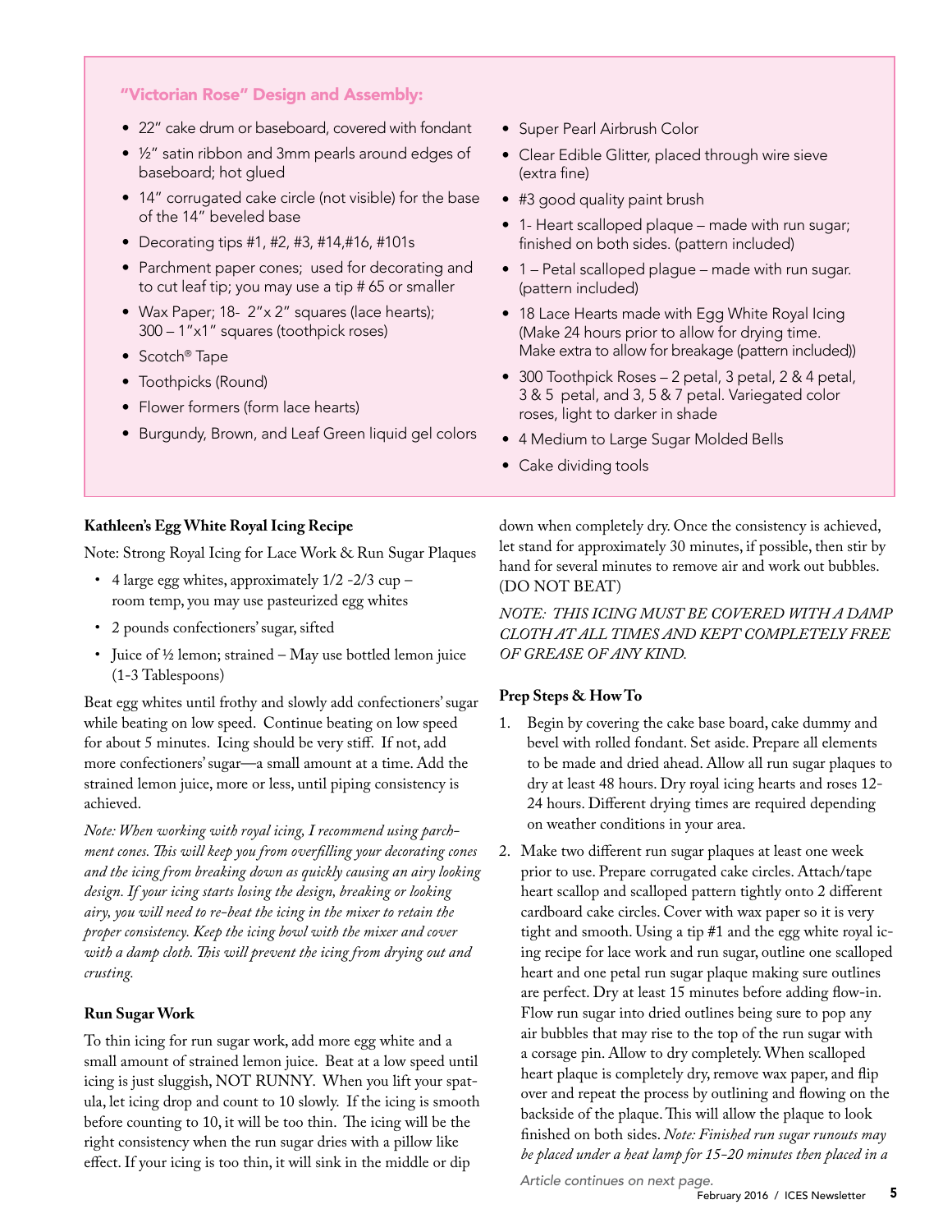### "Victorian Rose" Design and Assembly:

- 22" cake drum or baseboard, covered with fondant
- ½" satin ribbon and 3mm pearls around edges of baseboard; hot glued
- 14" corrugated cake circle (not visible) for the base of the 14" beveled base
- Decorating tips #1, #2, #3, #14,#16, #101s
- Parchment paper cones; used for decorating and to cut leaf tip; you may use a tip # 65 or smaller
- Wax Paper; 18- 2"x 2" squares (lace hearts); 300 – 1"x1" squares (toothpick roses)
- Scotch® Tape
- Toothpicks (Round)
- Flower formers (form lace hearts)
- Burgundy, Brown, and Leaf Green liquid gel colors
- Super Pearl Airbrush Color
- Clear Edible Glitter, placed through wire sieve (extra fine)
- #3 good quality paint brush
- 1- Heart scalloped plaque – made with run sugar; finished on both sides. (pattern included)
- 1 – Petal scalloped plague – made with run sugar. (pattern included)
- 18 Lace Hearts made with Egg White Royal Icing (Make 24 hours prior to allow for drying time. Make extra to allow for breakage (pattern included))
- 300 Toothpick Roses – 2 petal, 3 petal, 2 & 4 petal, 3 & 5 petal, and 3, 5 & 7 petal. Variegated color roses, light to darker in shade
- 4 Medium to Large Sugar Molded Bells
- Cake dividing tools

**Kathleen's Egg White Royal Icing Recipe**

Note: Strong Royal Icing for Lace Work & Run Sugar Plaques

- 4 large egg whites, approximately 1/2 -2/3 cup – room temp, you may use pasteurized egg whites
- 2 pounds confectioners' sugar, sifted
- Juice of ½ lemon; strained – May use bottled lemon juice (1-3 Tablespoons)

Beat egg whites until frothy and slowly add confectioners' sugar while beating on low speed. Continue beating on low speed for about 5 minutes. Icing should be very stiff. If not, add more confectioners' sugar—a small amount at a time. Add the strained lemon juice, more or less, until piping consistency is achieved.

*Note: When working with royal icing, I recommend using parchment cones. This will keep you from overfilling your decorating cones and the icing from breaking down as quickly causing an airy looking design. If your icing starts losing the design, breaking or looking airy, you will need to re-beat the icing in the mixer to retain the proper consistency. Keep the icing bowl with the mixer and cover with a damp cloth. This will prevent the icing from drying out and crusting.*

**Run Sugar Work**

To thin icing for run sugar work, add more egg white and a small amount of strained lemon juice. Beat at a low speed until icing is just sluggish, NOT RUNNY. When you lift your spatula, let icing drop and count to 10 slowly. If the icing is smooth before counting to 10, it will be too thin. The icing will be the right consistency when the run sugar dries with a pillow like effect. If your icing is too thin, it will sink in the middle or dip down when completely dry. Once the consistency is achieved, let stand for approximately 30 minutes, if possible, then stir by hand for several minutes to remove air and work out bubbles. (DO NOT BEAT)

*NOTE: THIS ICING MUST BE COVERED WITH A DAMP CLOTH AT ALL TIMES AND KEPT COMPLETELY FREE OF GREASE OF ANY KIND.*

**Prep Steps & How To**

1. Begin by covering the cake base board, cake dummy and bevel with rolled fondant. Set aside. Prepare all elements to be made and dried ahead. Allow all run sugar plaques to dry at least 48 hours. Dry royal icing hearts and roses 12-24 hours. Different drying times are required depending on weather conditions in your area.
2. Make two different run sugar plaques at least one week prior to use. Prepare corrugated cake circles. Attach/tape heart scallop and scalloped pattern tightly onto 2 different cardboard cake circles. Cover with wax paper so it is very tight and smooth. Using a tip #1 and the egg white royal icing recipe for lace work and run sugar, outline one scalloped heart and one petal run sugar plaque making sure outlines are perfect. Dry at least 15 minutes before adding flow-in. Flow run sugar into dried outlines being sure to pop any air bubbles that may rise to the top of the run sugar with a corsage pin. Allow to dry completely. When scalloped heart plaque is completely dry, remove wax paper, and flip over and repeat the process by outlining and flowing on the backside of the plaque. This will allow the plaque to look finished on both sides. *Note: Finished run sugar runouts may be placed under a heat lamp for 15-20 minutes then placed in a*

*Article continues on next page.*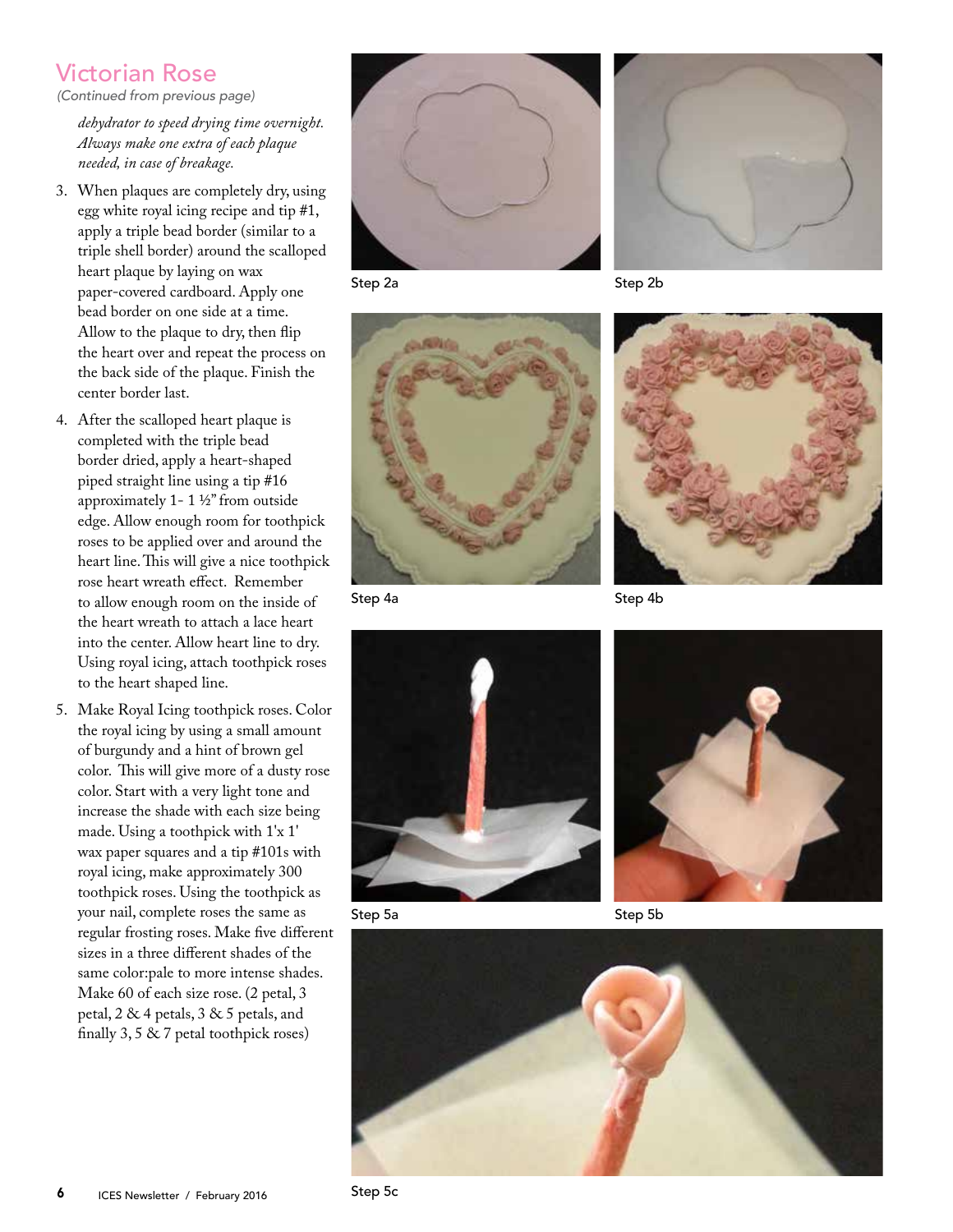## Victorian Rose

*(Continued from previous page)*

*dehydrator to speed drying time overnight. Always make one extra of each plaque needed, in case of breakage.*

3. When plaques are completely dry, using egg white royal icing recipe and tip #1, apply a triple bead border (similar to a triple shell border) around the scalloped heart plaque by laying on wax paper-covered cardboard. Apply one bead border on one side at a time. Allow to the plaque to dry, then flip the heart over and repeat the process on the back side of the plaque. Finish the center border last.

4. After the scalloped heart plaque is completed with the triple bead border dried, apply a heart-shaped piped straight line using a tip #16 approximately 1- 1 ½" from outside edge. Allow enough room for toothpick roses to be applied over and around the heart line. This will give a nice toothpick rose heart wreath effect. Remember to allow enough room on the inside of the heart wreath to attach a lace heart into the center. Allow heart line to dry. Using royal icing, attach toothpick roses to the heart shaped line.

5. Make Royal Icing toothpick roses. Color the royal icing by using a small amount of burgundy and a hint of brown gel color. This will give more of a dusty rose color. Start with a very light tone and increase the shade with each size being made. Using a toothpick with 1'x 1' wax paper squares and a tip #101s with royal icing, make approximately 300 toothpick roses. Using the toothpick as your nail, complete roses the same as regular frosting roses. Make five different sizes in a three different shades of the same color:pale to more intense shades. Make 60 of each size rose. (2 petal, 3 petal, 2 & 4 petals, 3 & 5 petals, and finally 3, 5 & 7 petal toothpick roses)

Step 2a

Step 2b

Step 4a

Step 4b

Step 5a

Step 5b

Step 5c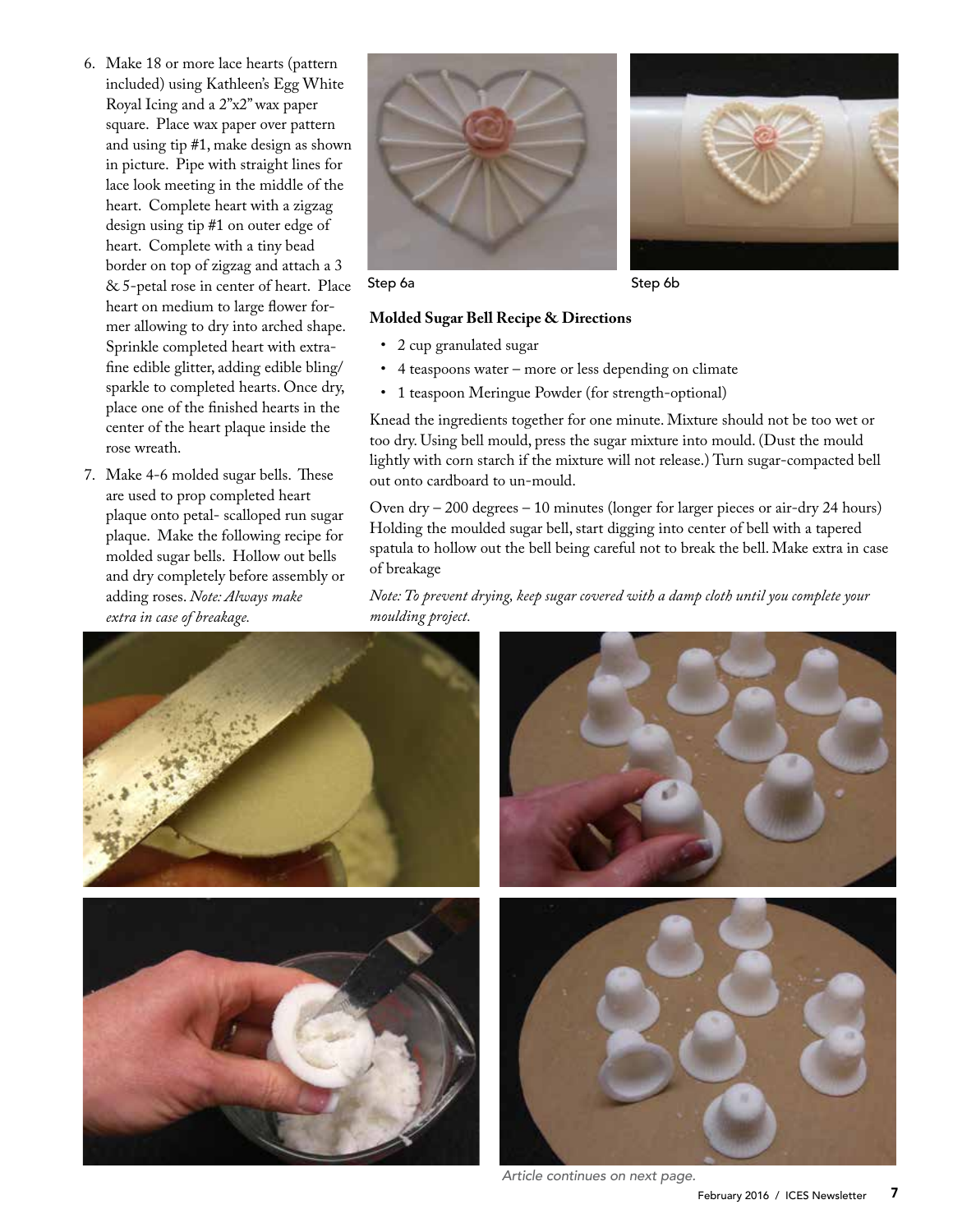6. Make 18 or more lace hearts (pattern included) using Kathleen's Egg White Royal Icing and a 2"x2" wax paper square. Place wax paper over pattern and using tip #1, make design as shown in picture. Pipe with straight lines for lace look meeting in the middle of the heart. Complete heart with a zigzag design using tip #1 on outer edge of heart. Complete with a tiny bead border on top of zigzag and attach a 3 & 5-petal rose in center of heart. Place heart on medium to large flower former allowing to dry into arched shape. Sprinkle completed heart with extra-fine edible glitter, adding edible bling/sparkle to completed hearts. Once dry, place one of the finished hearts in the center of the heart plaque inside the rose wreath.

7. Make 4-6 molded sugar bells. These are used to prop completed heart plaque onto petal- scalloped run sugar plaque. Make the following recipe for molded sugar bells. Hollow out bells and dry completely before assembly or adding roses. *Note: Always make extra in case of breakage.*

Step 6a

Step 6b

**Molded Sugar Bell Recipe & Directions**

- 2 cup granulated sugar
- 4 teaspoons water – more or less depending on climate
- 1 teaspoon Meringue Powder (for strength-optional)

Knead the ingredients together for one minute. Mixture should not be too wet or too dry. Using bell mould, press the sugar mixture into mould. (Dust the mould lightly with corn starch if the mixture will not release.) Turn sugar-compacted bell out onto cardboard to un-mould.

Oven dry – 200 degrees – 10 minutes (longer for larger pieces or air-dry 24 hours) Holding the moulded sugar bell, start digging into center of bell with a tapered spatula to hollow out the bell being careful not to break the bell. Make extra in case of breakage

*Note: To prevent drying, keep sugar covered with a damp cloth until you complete your moulding project.*

*Article continues on next page.*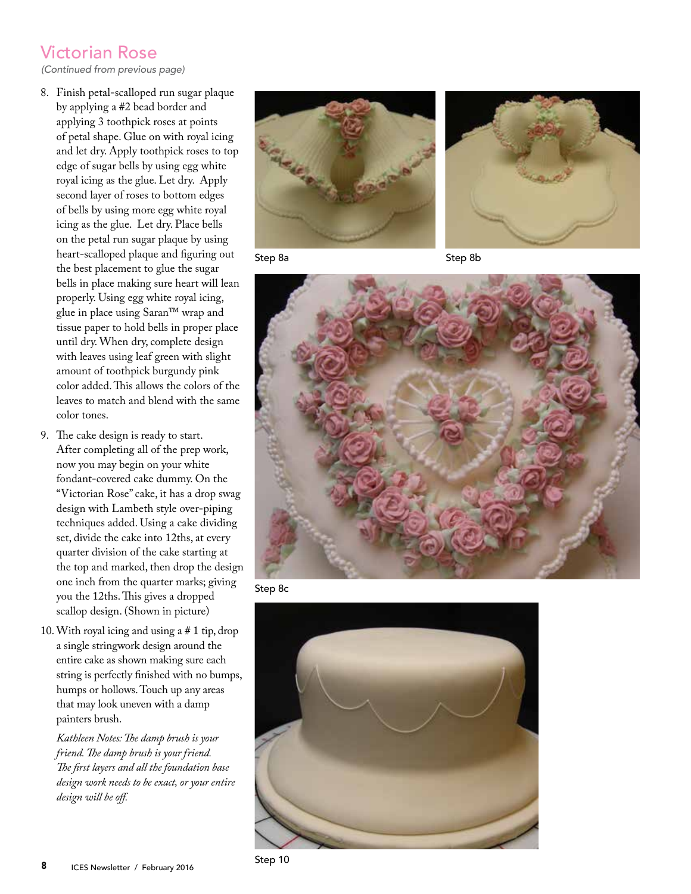## Victorian Rose

*(Continued from previous page)*

8. Finish petal-scalloped run sugar plaque by applying a #2 bead border and applying 3 toothpick roses at points of petal shape. Glue on with royal icing and let dry. Apply toothpick roses to top edge of sugar bells by using egg white royal icing as the glue. Let dry. Apply second layer of roses to bottom edges of bells by using more egg white royal icing as the glue. Let dry. Place bells on the petal run sugar plaque by using heart-scalloped plaque and figuring out the best placement to glue the sugar bells in place making sure heart will lean properly. Using egg white royal icing, glue in place using Saran™ wrap and tissue paper to hold bells in proper place until dry. When dry, complete design with leaves using leaf green with slight amount of toothpick burgundy pink color added. This allows the colors of the leaves to match and blend with the same color tones.

9. The cake design is ready to start. After completing all of the prep work, now you may begin on your white fondant-covered cake dummy. On the "Victorian Rose" cake, it has a drop swag design with Lambeth style over-piping techniques added. Using a cake dividing set, divide the cake into 12ths, at every quarter division of the cake starting at the top and marked, then drop the design one inch from the quarter marks; giving you the 12ths. This gives a dropped scallop design. (Shown in picture)

10. With royal icing and using a # 1 tip, drop a single stringwork design around the entire cake as shown making sure each string is perfectly finished with no bumps, humps or hollows. Touch up any areas that may look uneven with a damp painters brush.

    *Kathleen Notes: The damp brush is your friend. The damp brush is your friend. The first layers and all the foundation base design work needs to be exact, or your entire design will be off.*

Step 8a

Step 8b

Step 8c

Step 10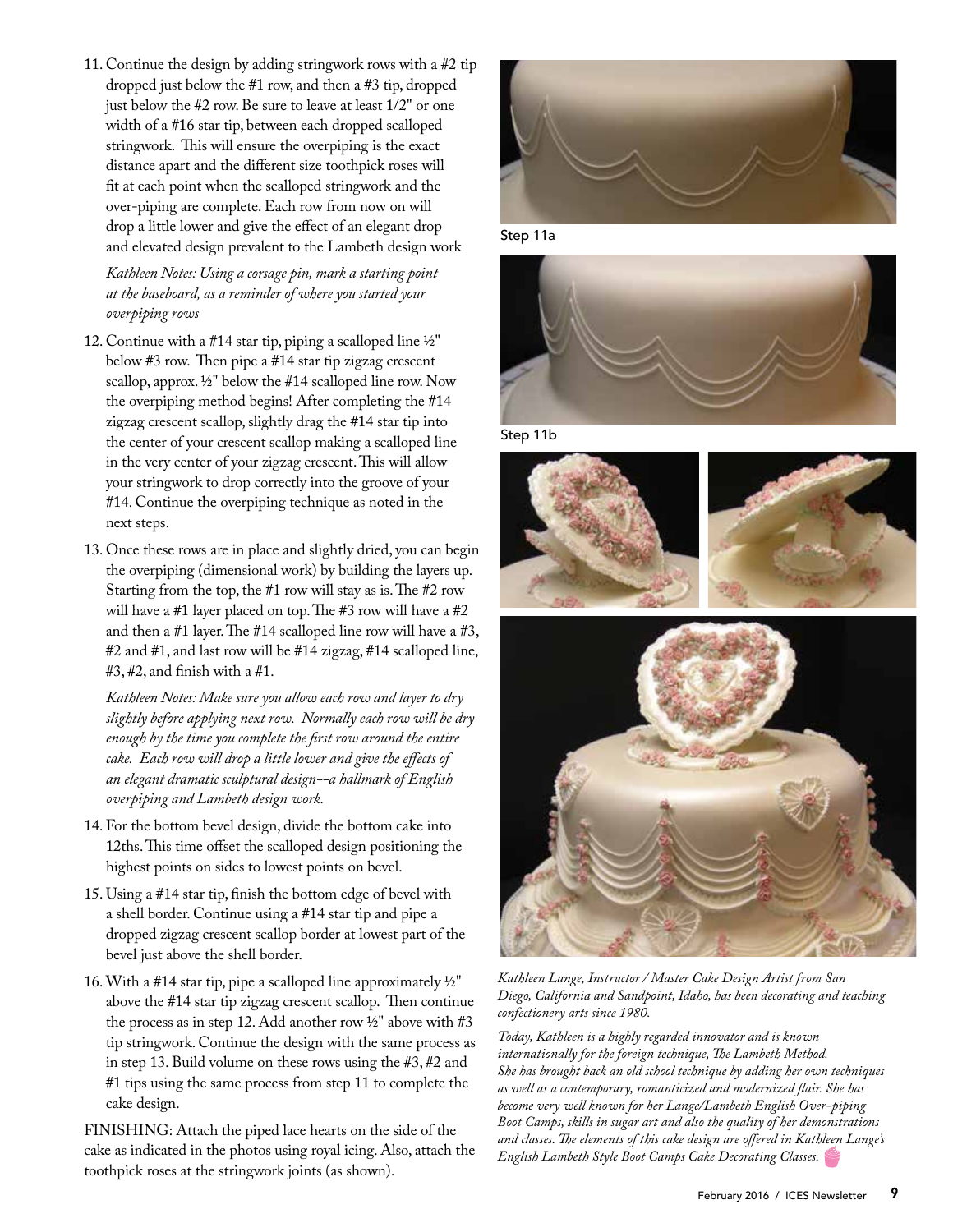11. Continue the design by adding stringwork rows with a #2 tip dropped just below the #1 row, and then a #3 tip, dropped just below the #2 row. Be sure to leave at least 1/2" or one width of a #16 star tip, between each dropped scalloped stringwork. This will ensure the overpiping is the exact distance apart and the different size toothpick roses will fit at each point when the scalloped stringwork and the over-piping are complete. Each row from now on will drop a little lower and give the effect of an elegant drop and elevated design prevalent to the Lambeth design work

    *Kathleen Notes: Using a corsage pin, mark a starting point at the baseboard, as a reminder of where you started your overpiping rows*

12. Continue with a #14 star tip, piping a scalloped line ½" below #3 row. Then pipe a #14 star tip zigzag crescent scallop, approx. ½" below the #14 scalloped line row. Now the overpiping method begins! After completing the #14 zigzag crescent scallop, slightly drag the #14 star tip into the center of your crescent scallop making a scalloped line in the very center of your zigzag crescent. This will allow your stringwork to drop correctly into the groove of your #14. Continue the overpiping technique as noted in the next steps.

13. Once these rows are in place and slightly dried, you can begin the overpiping (dimensional work) by building the layers up. Starting from the top, the #1 row will stay as is. The #2 row will have a #1 layer placed on top. The #3 row will have a #2 and then a #1 layer. The #14 scalloped line row will have a #3, #2 and #1, and last row will be #14 zigzag, #14 scalloped line, #3, #2, and finish with a #1.

    *Kathleen Notes: Make sure you allow each row and layer to dry slightly before applying next row. Normally each row will be dry enough by the time you complete the first row around the entire cake. Each row will drop a little lower and give the effects of an elegant dramatic sculptural design--a hallmark of English overpiping and Lambeth design work.*

14. For the bottom bevel design, divide the bottom cake into 12ths. This time offset the scalloped design positioning the highest points on sides to lowest points on bevel.

15. Using a #14 star tip, finish the bottom edge of bevel with a shell border. Continue using a #14 star tip and pipe a dropped zigzag crescent scallop border at lowest part of the bevel just above the shell border.

16. With a #14 star tip, pipe a scalloped line approximately ½" above the #14 star tip zigzag crescent scallop. Then continue the process as in step 12. Add another row ½" above with #3 tip stringwork. Continue the design with the same process as in step 13. Build volume on these rows using the #3, #2 and #1 tips using the same process from step 11 to complete the cake design.

FINISHING: Attach the piped lace hearts on the side of the cake as indicated in the photos using royal icing. Also, attach the toothpick roses at the stringwork joints (as shown).

Step 11a

Step 11b

*Kathleen Lange, Instructor / Master Cake Design Artist from San Diego, California and Sandpoint, Idaho, has been decorating and teaching confectionery arts since 1980.*

*Today, Kathleen is a highly regarded innovator and is known internationally for the foreign technique, The Lambeth Method. She has brought back an old school technique by adding her own techniques as well as a contemporary, romanticized and modernized flair. She has become very well known for her Lange/Lambeth English Over-piping Boot Camps, skills in sugar art and also the quality of her demonstrations and classes. The elements of this cake design are offered in Kathleen Lange's English Lambeth Style Boot Camps Cake Decorating Classes.*